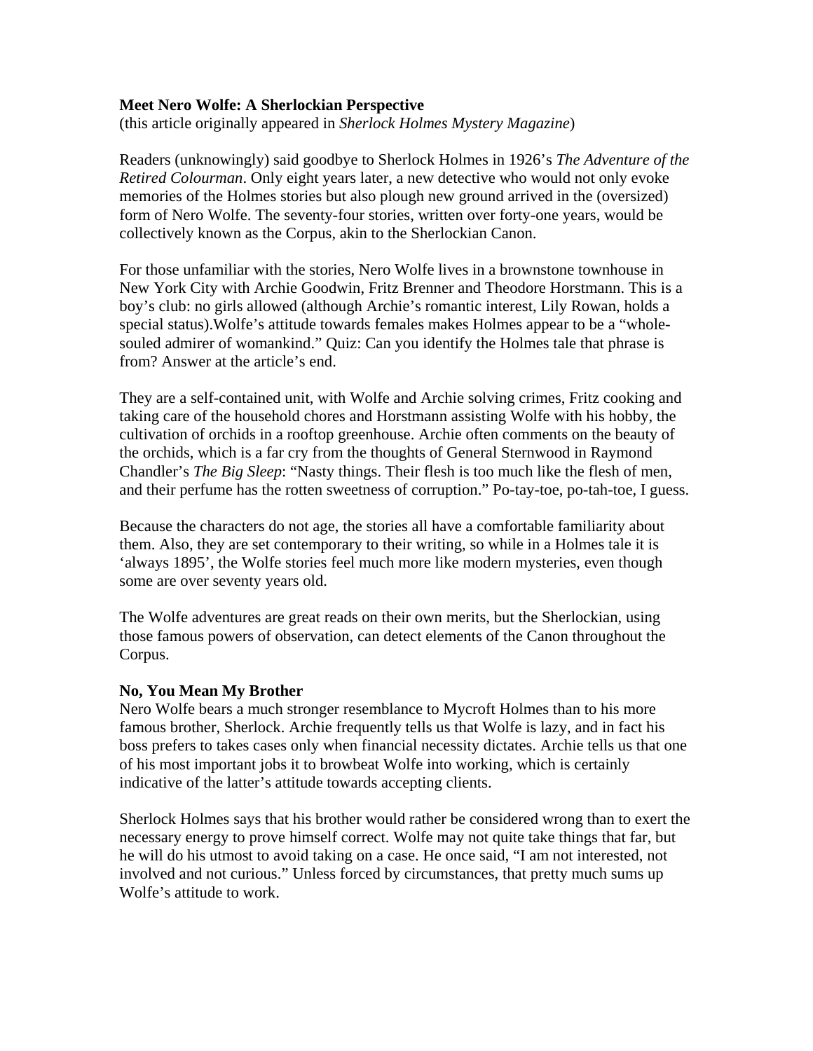**Meet Nero Wolfe: A Sherlockian Perspective**

(this article originally appeared in *Sherlock Holmes Mystery Magazine*)

Readers (unknowingly) said goodbye to Sherlock Holmes in 1926's *The Adventure of the Retired Colourman*. Only eight years later, a new detective who would not only evoke memories of the Holmes stories but also plough new ground arrived in the (oversized) form of Nero Wolfe. The seventy-four stories, written over forty-one years, would be collectively known as the Corpus, akin to the Sherlockian Canon.

For those unfamiliar with the stories, Nero Wolfe lives in a brownstone townhouse in New York City with Archie Goodwin, Fritz Brenner and Theodore Horstmann. This is a boy's club: no girls allowed (although Archie's romantic interest, Lily Rowan, holds a special status).Wolfe's attitude towards females makes Holmes appear to be a "whole-souled admirer of womankind." Quiz: Can you identify the Holmes tale that phrase is from? Answer at the article's end.

They are a self-contained unit, with Wolfe and Archie solving crimes, Fritz cooking and taking care of the household chores and Horstmann assisting Wolfe with his hobby, the cultivation of orchids in a rooftop greenhouse. Archie often comments on the beauty of the orchids, which is a far cry from the thoughts of General Sternwood in Raymond Chandler's *The Big Sleep*: "Nasty things. Their flesh is too much like the flesh of men, and their perfume has the rotten sweetness of corruption." Po-tay-toe, po-tah-toe, I guess.

Because the characters do not age, the stories all have a comfortable familiarity about them. Also, they are set contemporary to their writing, so while in a Holmes tale it is 'always 1895', the Wolfe stories feel much more like modern mysteries, even though some are over seventy years old.

The Wolfe adventures are great reads on their own merits, but the Sherlockian, using those famous powers of observation, can detect elements of the Canon throughout the Corpus.

**No, You Mean My Brother**

Nero Wolfe bears a much stronger resemblance to Mycroft Holmes than to his more famous brother, Sherlock. Archie frequently tells us that Wolfe is lazy, and in fact his boss prefers to takes cases only when financial necessity dictates. Archie tells us that one of his most important jobs it to browbeat Wolfe into working, which is certainly indicative of the latter's attitude towards accepting clients.

Sherlock Holmes says that his brother would rather be considered wrong than to exert the necessary energy to prove himself correct. Wolfe may not quite take things that far, but he will do his utmost to avoid taking on a case. He once said, "I am not interested, not involved and not curious." Unless forced by circumstances, that pretty much sums up Wolfe's attitude to work.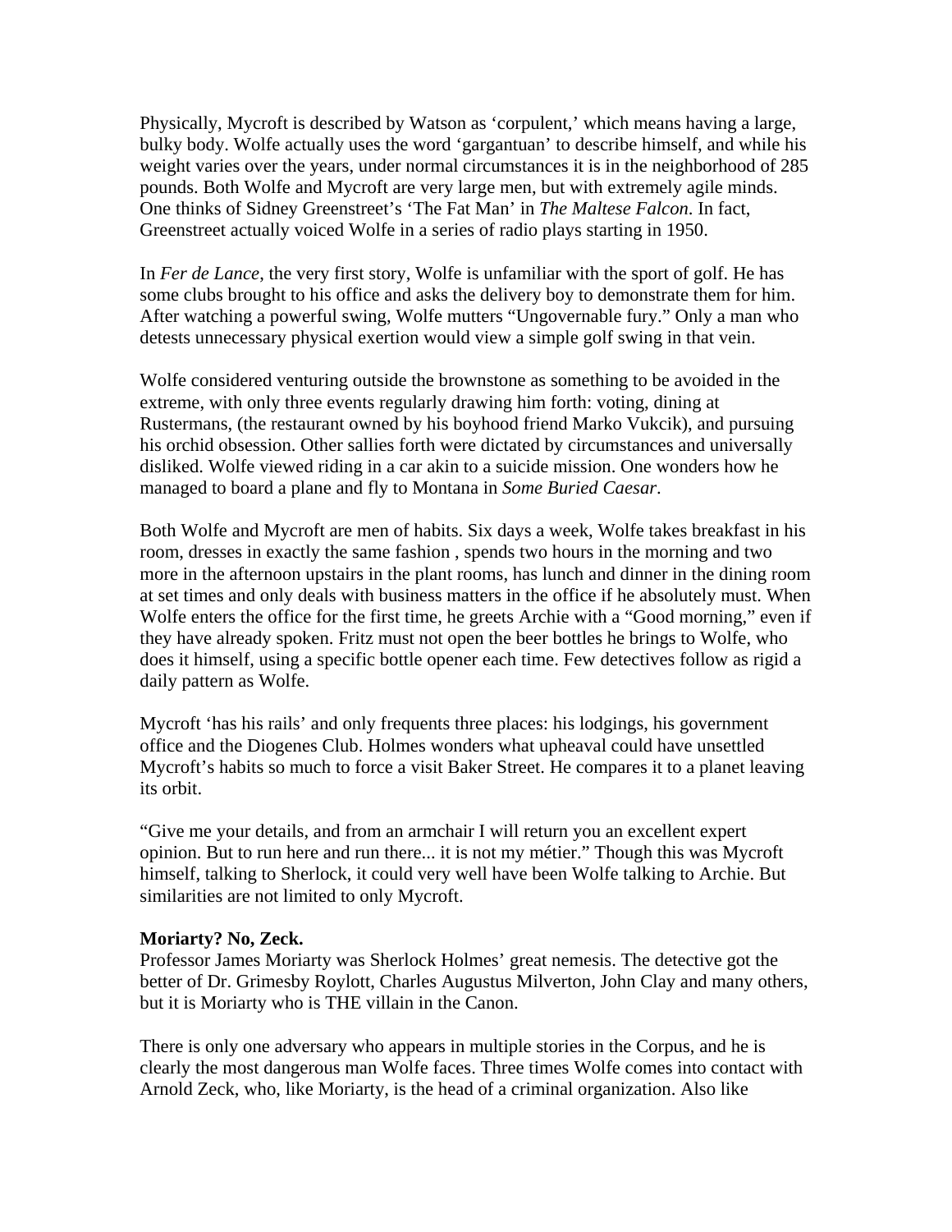Physically, Mycroft is described by Watson as 'corpulent,' which means having a large, bulky body. Wolfe actually uses the word 'gargantuan' to describe himself, and while his weight varies over the years, under normal circumstances it is in the neighborhood of 285 pounds. Both Wolfe and Mycroft are very large men, but with extremely agile minds. One thinks of Sidney Greenstreet's 'The Fat Man' in *The Maltese Falcon*. In fact, Greenstreet actually voiced Wolfe in a series of radio plays starting in 1950.

In *Fer de Lance*, the very first story, Wolfe is unfamiliar with the sport of golf. He has some clubs brought to his office and asks the delivery boy to demonstrate them for him. After watching a powerful swing, Wolfe mutters "Ungovernable fury." Only a man who detests unnecessary physical exertion would view a simple golf swing in that vein.

Wolfe considered venturing outside the brownstone as something to be avoided in the extreme, with only three events regularly drawing him forth: voting, dining at Rustermans, (the restaurant owned by his boyhood friend Marko Vukcik), and pursuing his orchid obsession. Other sallies forth were dictated by circumstances and universally disliked. Wolfe viewed riding in a car akin to a suicide mission. One wonders how he managed to board a plane and fly to Montana in *Some Buried Caesar*.

Both Wolfe and Mycroft are men of habits. Six days a week, Wolfe takes breakfast in his room, dresses in exactly the same fashion , spends two hours in the morning and two more in the afternoon upstairs in the plant rooms, has lunch and dinner in the dining room at set times and only deals with business matters in the office if he absolutely must. When Wolfe enters the office for the first time, he greets Archie with a "Good morning," even if they have already spoken. Fritz must not open the beer bottles he brings to Wolfe, who does it himself, using a specific bottle opener each time. Few detectives follow as rigid a daily pattern as Wolfe.

Mycroft 'has his rails' and only frequents three places: his lodgings, his government office and the Diogenes Club. Holmes wonders what upheaval could have unsettled Mycroft's habits so much to force a visit Baker Street. He compares it to a planet leaving its orbit.

"Give me your details, and from an armchair I will return you an excellent expert opinion. But to run here and run there... it is not my métier." Though this was Mycroft himself, talking to Sherlock, it could very well have been Wolfe talking to Archie. But similarities are not limited to only Mycroft.

**Moriarty? No, Zeck.**

Professor James Moriarty was Sherlock Holmes' great nemesis. The detective got the better of Dr. Grimesby Roylott, Charles Augustus Milverton, John Clay and many others, but it is Moriarty who is THE villain in the Canon.

There is only one adversary who appears in multiple stories in the Corpus, and he is clearly the most dangerous man Wolfe faces. Three times Wolfe comes into contact with Arnold Zeck, who, like Moriarty, is the head of a criminal organization. Also like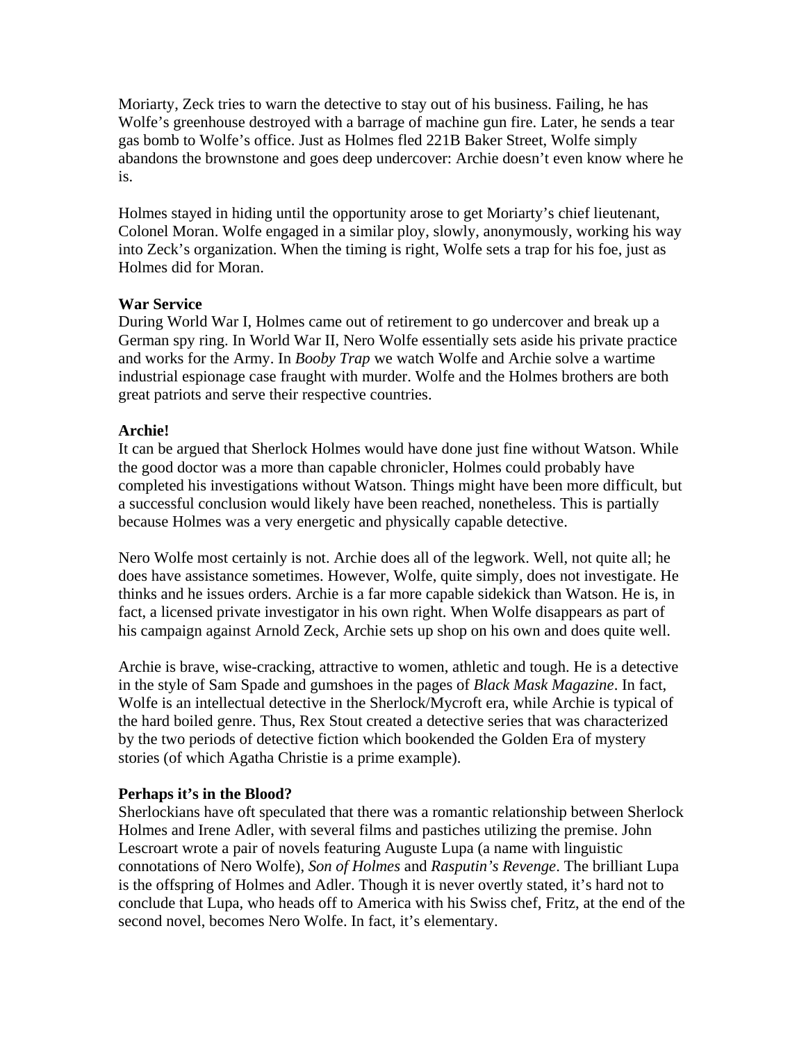Moriarty, Zeck tries to warn the detective to stay out of his business. Failing, he has Wolfe's greenhouse destroyed with a barrage of machine gun fire. Later, he sends a tear gas bomb to Wolfe's office. Just as Holmes fled 221B Baker Street, Wolfe simply abandons the brownstone and goes deep undercover: Archie doesn't even know where he is.

Holmes stayed in hiding until the opportunity arose to get Moriarty's chief lieutenant, Colonel Moran. Wolfe engaged in a similar ploy, slowly, anonymously, working his way into Zeck's organization. When the timing is right, Wolfe sets a trap for his foe, just as Holmes did for Moran.

**War Service**

During World War I, Holmes came out of retirement to go undercover and break up a German spy ring. In World War II, Nero Wolfe essentially sets aside his private practice and works for the Army. In *Booby Trap* we watch Wolfe and Archie solve a wartime industrial espionage case fraught with murder. Wolfe and the Holmes brothers are both great patriots and serve their respective countries.

**Archie!**

It can be argued that Sherlock Holmes would have done just fine without Watson. While the good doctor was a more than capable chronicler, Holmes could probably have completed his investigations without Watson. Things might have been more difficult, but a successful conclusion would likely have been reached, nonetheless. This is partially because Holmes was a very energetic and physically capable detective.

Nero Wolfe most certainly is not. Archie does all of the legwork. Well, not quite all; he does have assistance sometimes. However, Wolfe, quite simply, does not investigate. He thinks and he issues orders. Archie is a far more capable sidekick than Watson. He is, in fact, a licensed private investigator in his own right. When Wolfe disappears as part of his campaign against Arnold Zeck, Archie sets up shop on his own and does quite well.

Archie is brave, wise-cracking, attractive to women, athletic and tough. He is a detective in the style of Sam Spade and gumshoes in the pages of *Black Mask Magazine*. In fact, Wolfe is an intellectual detective in the Sherlock/Mycroft era, while Archie is typical of the hard boiled genre. Thus, Rex Stout created a detective series that was characterized by the two periods of detective fiction which bookended the Golden Era of mystery stories (of which Agatha Christie is a prime example).

**Perhaps it's in the Blood?**

Sherlockians have oft speculated that there was a romantic relationship between Sherlock Holmes and Irene Adler, with several films and pastiches utilizing the premise. John Lescroart wrote a pair of novels featuring Auguste Lupa (a name with linguistic connotations of Nero Wolfe), *Son of Holmes* and *Rasputin's Revenge*. The brilliant Lupa is the offspring of Holmes and Adler. Though it is never overtly stated, it's hard not to conclude that Lupa, who heads off to America with his Swiss chef, Fritz, at the end of the second novel, becomes Nero Wolfe. In fact, it's elementary.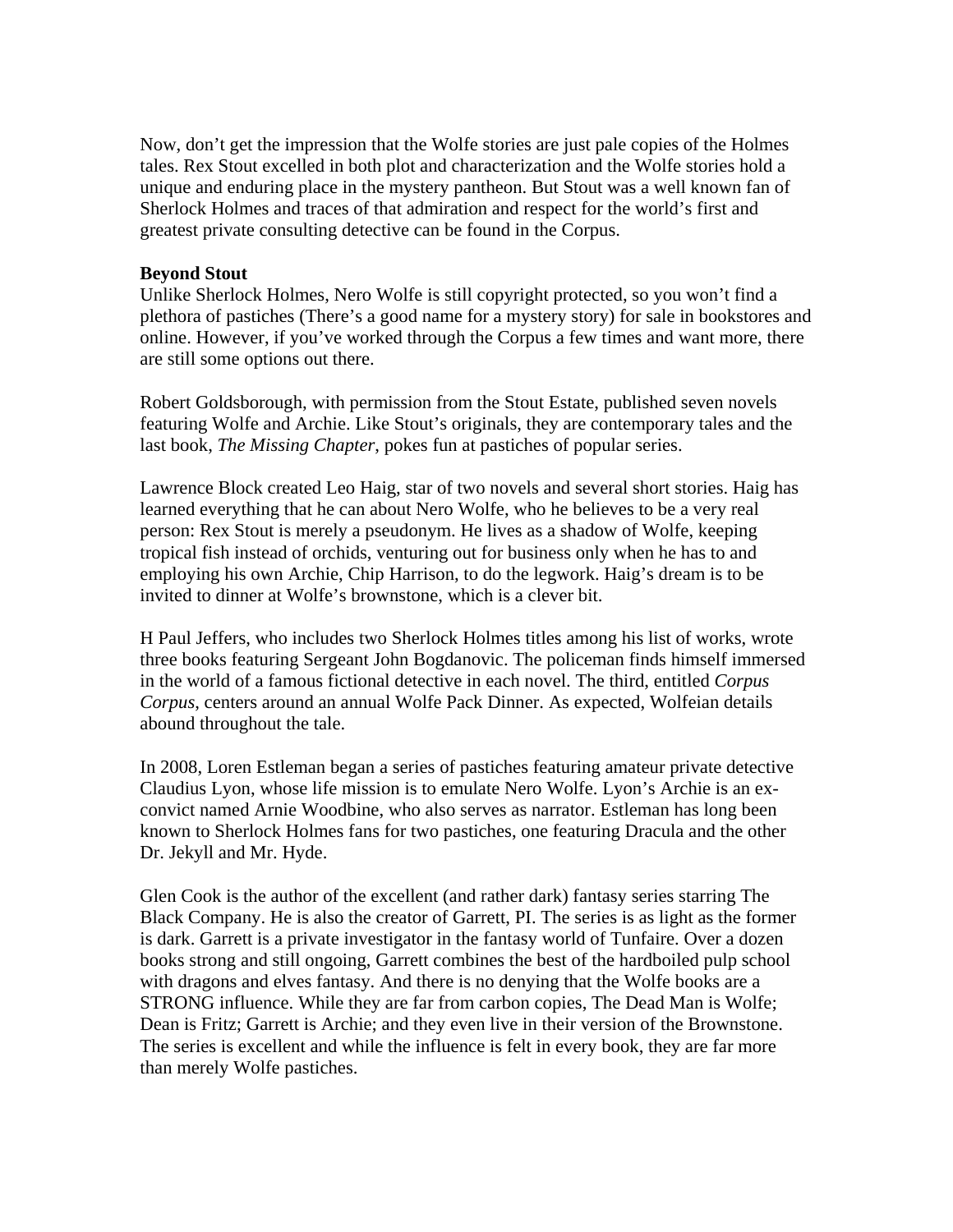Now, don't get the impression that the Wolfe stories are just pale copies of the Holmes tales. Rex Stout excelled in both plot and characterization and the Wolfe stories hold a unique and enduring place in the mystery pantheon. But Stout was a well known fan of Sherlock Holmes and traces of that admiration and respect for the world's first and greatest private consulting detective can be found in the Corpus.

**Beyond Stout**

Unlike Sherlock Holmes, Nero Wolfe is still copyright protected, so you won't find a plethora of pastiches (There's a good name for a mystery story) for sale in bookstores and online. However, if you've worked through the Corpus a few times and want more, there are still some options out there.

Robert Goldsborough, with permission from the Stout Estate, published seven novels featuring Wolfe and Archie. Like Stout's originals, they are contemporary tales and the last book, *The Missing Chapter*, pokes fun at pastiches of popular series.

Lawrence Block created Leo Haig, star of two novels and several short stories. Haig has learned everything that he can about Nero Wolfe, who he believes to be a very real person: Rex Stout is merely a pseudonym. He lives as a shadow of Wolfe, keeping tropical fish instead of orchids, venturing out for business only when he has to and employing his own Archie, Chip Harrison, to do the legwork. Haig's dream is to be invited to dinner at Wolfe's brownstone, which is a clever bit.

H Paul Jeffers, who includes two Sherlock Holmes titles among his list of works, wrote three books featuring Sergeant John Bogdanovic. The policeman finds himself immersed in the world of a famous fictional detective in each novel. The third, entitled *Corpus Corpus*, centers around an annual Wolfe Pack Dinner. As expected, Wolfeian details abound throughout the tale.

In 2008, Loren Estleman began a series of pastiches featuring amateur private detective Claudius Lyon, whose life mission is to emulate Nero Wolfe. Lyon's Archie is an ex-convict named Arnie Woodbine, who also serves as narrator. Estleman has long been known to Sherlock Holmes fans for two pastiches, one featuring Dracula and the other Dr. Jekyll and Mr. Hyde.

Glen Cook is the author of the excellent (and rather dark) fantasy series starring The Black Company. He is also the creator of Garrett, PI. The series is as light as the former is dark. Garrett is a private investigator in the fantasy world of Tunfaire. Over a dozen books strong and still ongoing, Garrett combines the best of the hardboiled pulp school with dragons and elves fantasy. And there is no denying that the Wolfe books are a STRONG influence. While they are far from carbon copies, The Dead Man is Wolfe; Dean is Fritz; Garrett is Archie; and they even live in their version of the Brownstone. The series is excellent and while the influence is felt in every book, they are far more than merely Wolfe pastiches.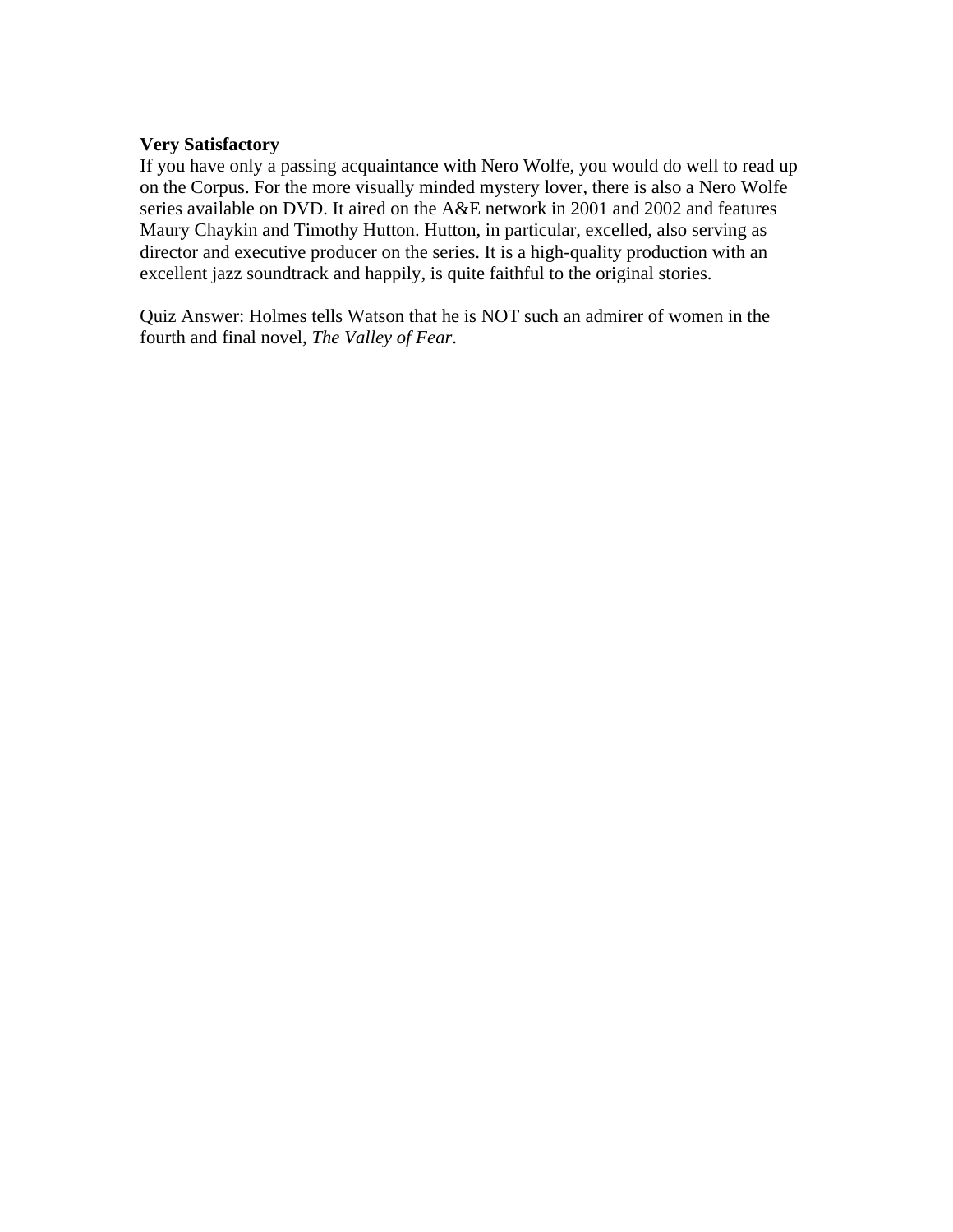**Very Satisfactory**

If you have only a passing acquaintance with Nero Wolfe, you would do well to read up on the Corpus. For the more visually minded mystery lover, there is also a Nero Wolfe series available on DVD. It aired on the A&E network in 2001 and 2002 and features Maury Chaykin and Timothy Hutton. Hutton, in particular, excelled, also serving as director and executive producer on the series. It is a high-quality production with an excellent jazz soundtrack and happily, is quite faithful to the original stories.

Quiz Answer: Holmes tells Watson that he is NOT such an admirer of women in the fourth and final novel, *The Valley of Fear*.